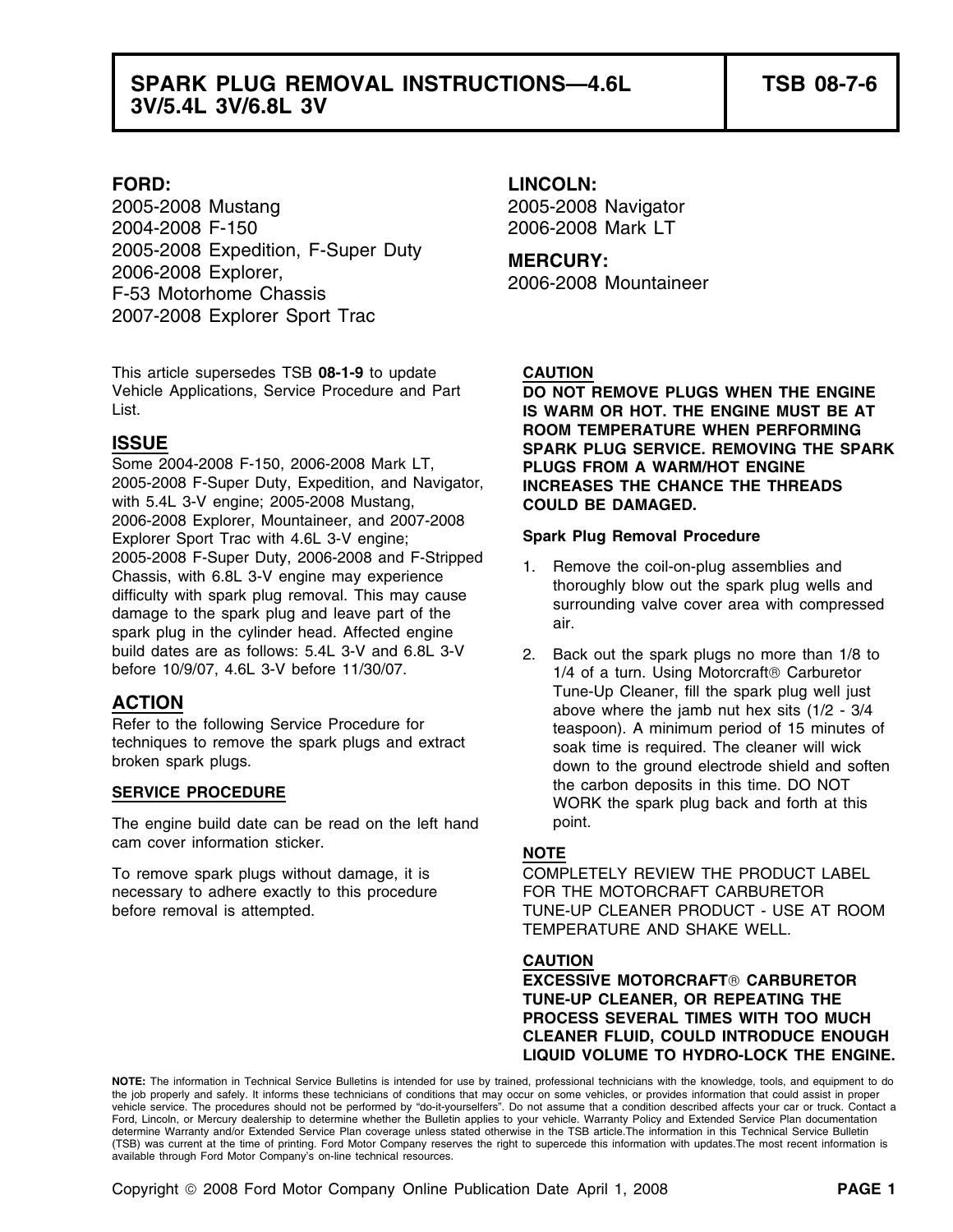# SPARK PLUG REMOVAL INSTRUCTIONS—4.6L 3V/5.4L 3V/6.8L 3V

**TSB 08-7-6**

**FORD:**
2005-2008 Mustang
2004-2008 F-150
2005-2008 Expedition, F-Super Duty
2006-2008 Explorer,
F-53 Motorhome Chassis
2007-2008 Explorer Sport Trac

**LINCOLN:**
2005-2008 Navigator
2006-2008 Mark LT

**MERCURY:**
2006-2008 Mountaineer

This article supersedes TSB **08-1-9** to update Vehicle Applications, Service Procedure and Part List.

## ISSUE

Some 2004-2008 F-150, 2006-2008 Mark LT, 2005-2008 F-Super Duty, Expedition, and Navigator, with 5.4L 3-V engine; 2005-2008 Mustang, 2006-2008 Explorer, Mountaineer, and 2007-2008 Explorer Sport Trac with 4.6L 3-V engine; 2005-2008 F-Super Duty, 2006-2008 and F-Stripped Chassis, with 6.8L 3-V engine may experience difficulty with spark plug removal. This may cause damage to the spark plug and leave part of the spark plug in the cylinder head. Affected engine build dates are as follows: 5.4L 3-V and 6.8L 3-V before 10/9/07, 4.6L 3-V before 11/30/07.

## ACTION

Refer to the following Service Procedure for techniques to remove the spark plugs and extract broken spark plugs.

### SERVICE PROCEDURE

The engine build date can be read on the left hand cam cover information sticker.

To remove spark plugs without damage, it is necessary to adhere exactly to this procedure before removal is attempted.

**CAUTION**

**DO NOT REMOVE PLUGS WHEN THE ENGINE IS WARM OR HOT. THE ENGINE MUST BE AT ROOM TEMPERATURE WHEN PERFORMING SPARK PLUG SERVICE. REMOVING THE SPARK PLUGS FROM A WARM/HOT ENGINE INCREASES THE CHANCE THE THREADS COULD BE DAMAGED.**

**Spark Plug Removal Procedure**

1. Remove the coil-on-plug assemblies and thoroughly blow out the spark plug wells and surrounding valve cover area with compressed air.
2. Back out the spark plugs no more than 1/8 to 1/4 of a turn. Using Motorcraft® Carburetor Tune-Up Cleaner, fill the spark plug well just above where the jamb nut hex sits (1/2 - 3/4 teaspoon). A minimum period of 15 minutes of soak time is required. The cleaner will wick down to the ground electrode shield and soften the carbon deposits in this time. DO NOT WORK the spark plug back and forth at this point.

**NOTE**

COMPLETELY REVIEW THE PRODUCT LABEL FOR THE MOTORCRAFT CARBURETOR TUNE-UP CLEANER PRODUCT - USE AT ROOM TEMPERATURE AND SHAKE WELL.

**CAUTION**

**EXCESSIVE MOTORCRAFT® CARBURETOR TUNE-UP CLEANER, OR REPEATING THE PROCESS SEVERAL TIMES WITH TOO MUCH CLEANER FLUID, COULD INTRODUCE ENOUGH LIQUID VOLUME TO HYDRO-LOCK THE ENGINE.**

**NOTE:** The information in Technical Service Bulletins is intended for use by trained, professional technicians with the knowledge, tools, and equipment to do the job properly and safely. It informs these technicians of conditions that may occur on some vehicles, or provides information that could assist in proper vehicle service. The procedures should not be performed by "do-it-yourselfers". Do not assume that a condition described affects your car or truck. Contact a Ford, Lincoln, or Mercury dealership to determine whether the Bulletin applies to your vehicle. Warranty Policy and Extended Service Plan documentation determine Warranty and/or Extended Service Plan coverage unless stated otherwise in the TSB article.The information in this Technical Service Bulletin (TSB) was current at the time of printing. Ford Motor Company reserves the right to supercede this information with updates.The most recent information is available through Ford Motor Company's on-line technical resources.

Copyright © 2008 Ford Motor Company Online Publication Date April 1, 2008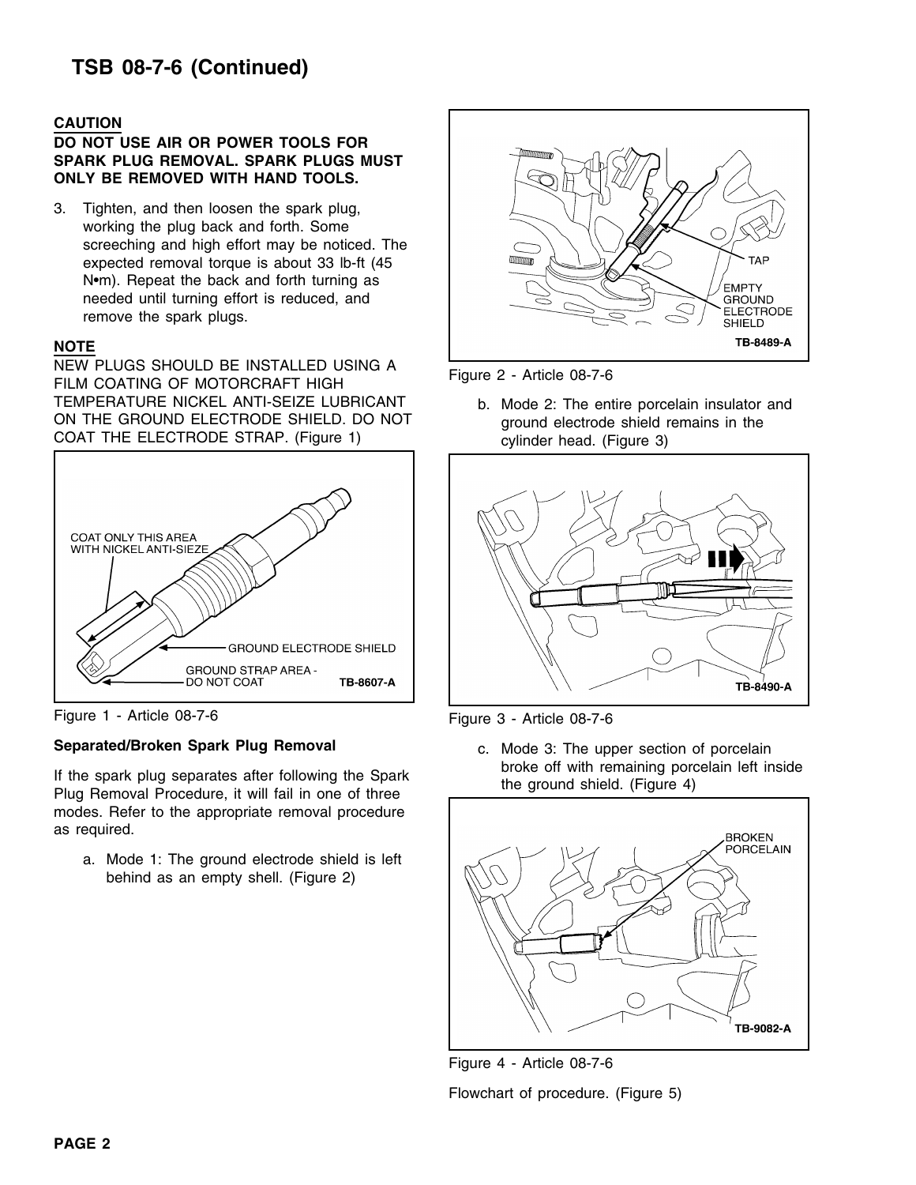**CAUTION**

**DO NOT USE AIR OR POWER TOOLS FOR SPARK PLUG REMOVAL. SPARK PLUGS MUST ONLY BE REMOVED WITH HAND TOOLS.**

3. Tighten, and then loosen the spark plug, working the plug back and forth. Some screeching and high effort may be noticed. The expected removal torque is about 33 lb-ft (45 N•m). Repeat the back and forth turning as needed until turning effort is reduced, and remove the spark plugs.

**NOTE**

NEW PLUGS SHOULD BE INSTALLED USING A FILM COATING OF MOTORCRAFT HIGH TEMPERATURE NICKEL ANTI-SEIZE LUBRICANT ON THE GROUND ELECTRODE SHIELD. DO NOT COAT THE ELECTRODE STRAP. (Figure 1)

COAT ONLY THIS AREA WITH NICKEL ANTI-SIEZE

GROUND ELECTRODE SHIELD

GROUND STRAP AREA - DO NOT COAT

TB-8607-A

Figure 1 - Article 08-7-6

**Separated/Broken Spark Plug Removal**

If the spark plug separates after following the Spark Plug Removal Procedure, it will fail in one of three modes. Refer to the appropriate removal procedure as required.

a. Mode 1: The ground electrode shield is left behind as an empty shell. (Figure 2)

TAP

EMPTY GROUND ELECTRODE SHIELD

TB-8489-A

Figure 2 - Article 08-7-6

b. Mode 2: The entire porcelain insulator and ground electrode shield remains in the cylinder head. (Figure 3)

TB-8490-A

Figure 3 - Article 08-7-6

c. Mode 3: The upper section of porcelain broke off with remaining porcelain left inside the ground shield. (Figure 4)

BROKEN PORCELAIN

TB-9082-A

Figure 4 - Article 08-7-6

Flowchart of procedure. (Figure 5)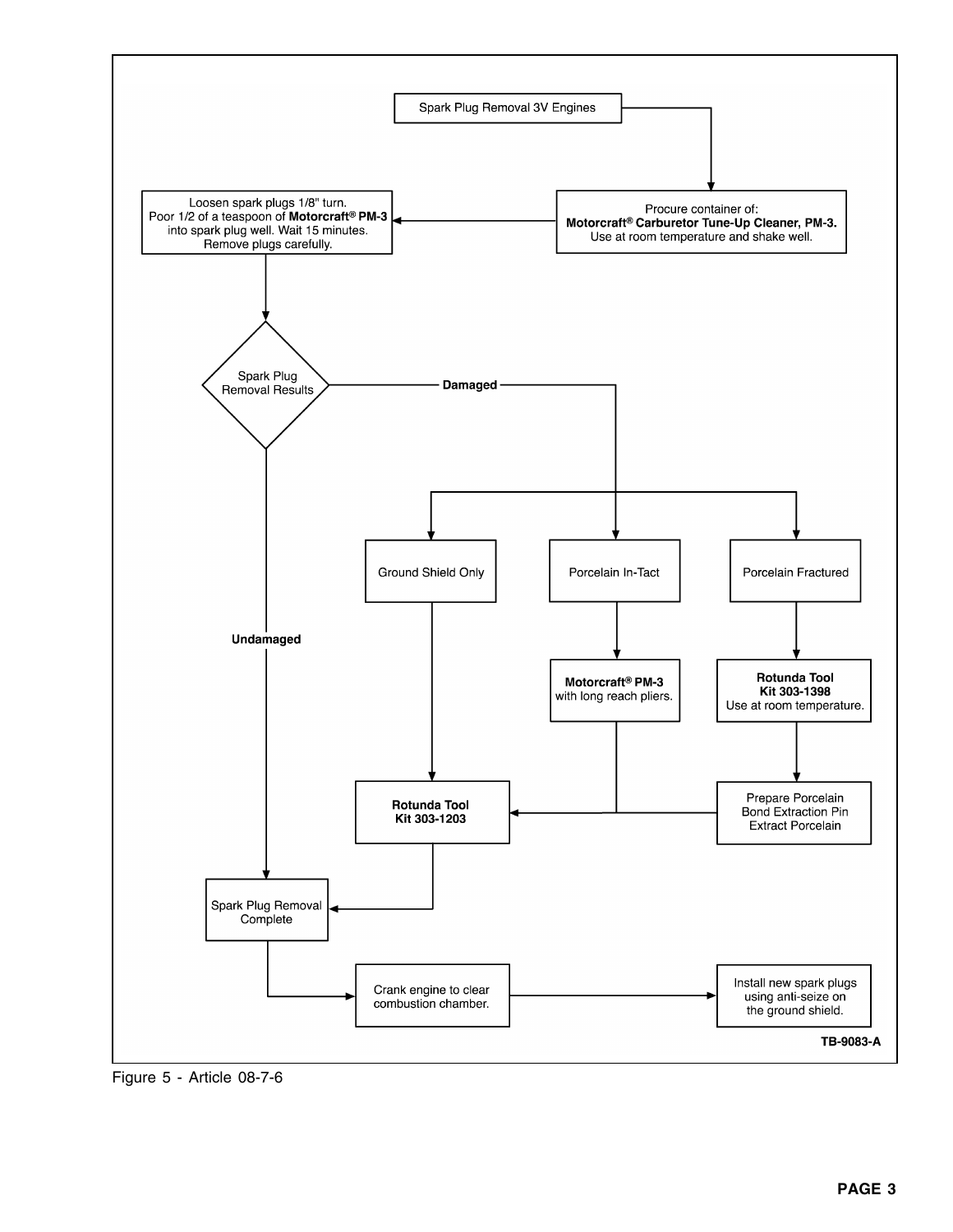Spark Plug Removal 3V Engines

Procure container of:
**Motorcraft® Carburetor Tune-Up Cleaner, PM-3.**
Use at room temperature and shake well.

Loosen spark plugs 1/8" turn.
Poor 1/2 of a teaspoon of **Motorcraft® PM-3** into spark plug well. Wait 15 minutes.
Remove plugs carefully.

Spark Plug Removal Results

**Damaged**

Ground Shield Only

Porcelain In-Tact

Porcelain Fractured

**Motorcraft® PM-3** with long reach pliers.

**Rotunda Tool Kit 303-1398**
Use at room temperature.

Prepare Porcelain Bond Extraction Pin Extract Porcelain

**Rotunda Tool Kit 303-1203**

**Undamaged**

Spark Plug Removal Complete

Crank engine to clear combustion chamber.

Install new spark plugs using anti-seize on the ground shield.

**TB-9083-A**

Figure 5 - Article 08-7-6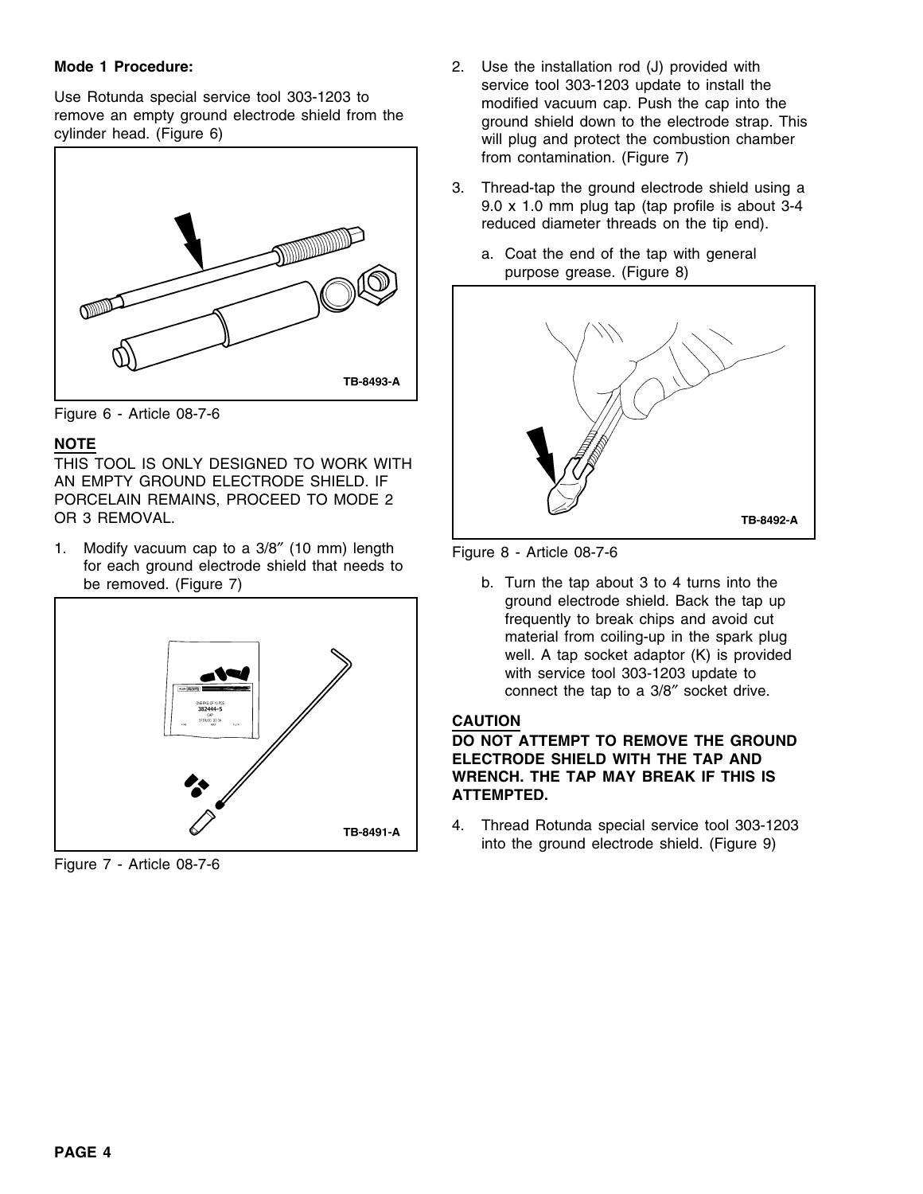**Mode 1 Procedure:**

Use Rotunda special service tool 303-1203 to remove an empty ground electrode shield from the cylinder head. (Figure 6)

TB-8493-A

Figure 6 - Article 08-7-6

**NOTE**

THIS TOOL IS ONLY DESIGNED TO WORK WITH AN EMPTY GROUND ELECTRODE SHIELD. IF PORCELAIN REMAINS, PROCEED TO MODE 2 OR 3 REMOVAL.

1. Modify vacuum cap to a 3/8″ (10 mm) length for each ground electrode shield that needs to be removed. (Figure 7)

TB-8491-A

Figure 7 - Article 08-7-6

2. Use the installation rod (J) provided with service tool 303-1203 update to install the modified vacuum cap. Push the cap into the ground shield down to the electrode strap. This will plug and protect the combustion chamber from contamination. (Figure 7)

3. Thread-tap the ground electrode shield using a 9.0 x 1.0 mm plug tap (tap profile is about 3-4 reduced diameter threads on the tip end).

   a. Coat the end of the tap with general purpose grease. (Figure 8)

TB-8492-A

Figure 8 - Article 08-7-6

   b. Turn the tap about 3 to 4 turns into the ground electrode shield. Back the tap up frequently to break chips and avoid cut material from coiling-up in the spark plug well. A tap socket adaptor (K) is provided with service tool 303-1203 update to connect the tap to a 3/8″ socket drive.

**CAUTION**

**DO NOT ATTEMPT TO REMOVE THE GROUND ELECTRODE SHIELD WITH THE TAP AND WRENCH. THE TAP MAY BREAK IF THIS IS ATTEMPTED.**

4. Thread Rotunda special service tool 303-1203 into the ground electrode shield. (Figure 9)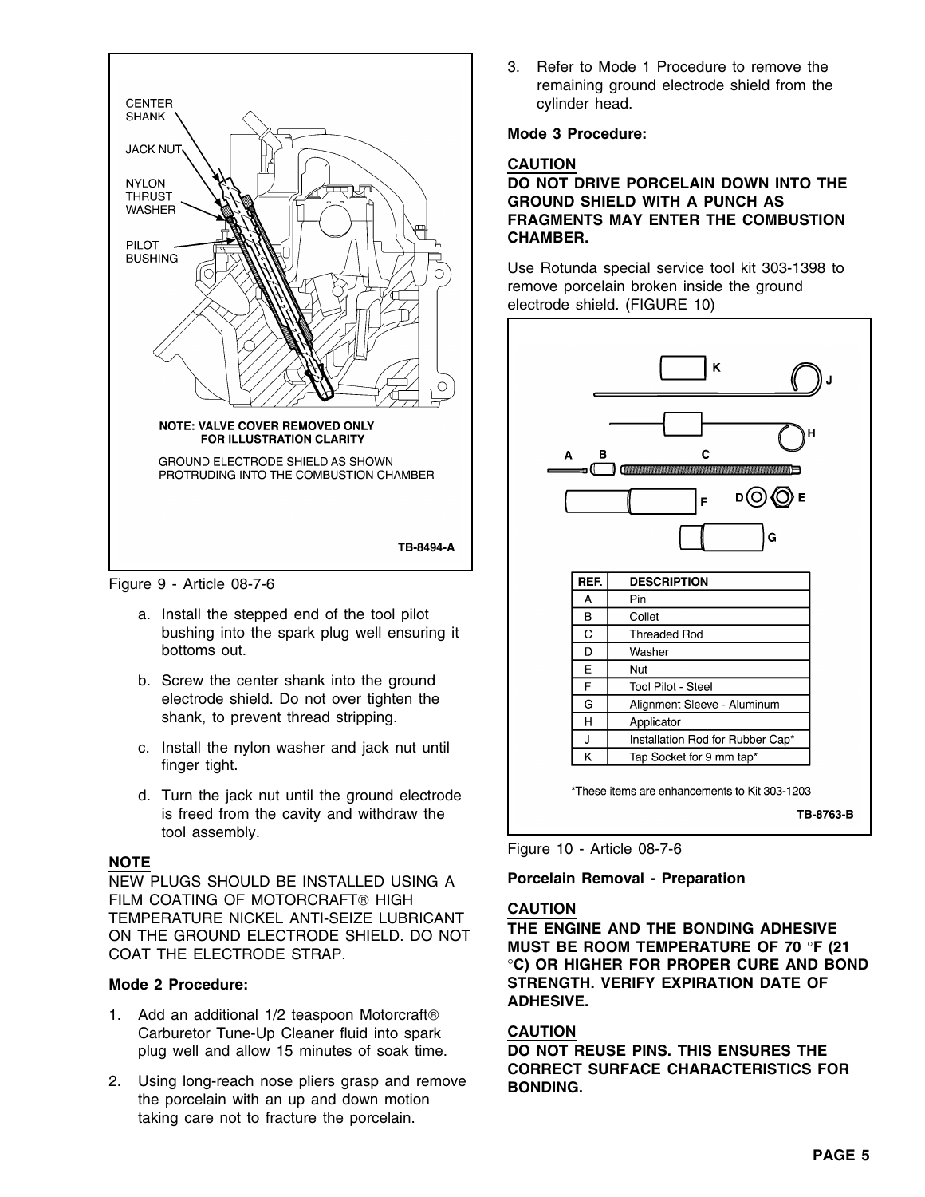CENTER SHANK

JACK NUT

NYLON THRUST WASHER

PILOT BUSHING

NOTE: VALVE COVER REMOVED ONLY FOR ILLUSTRATION CLARITY

GROUND ELECTRODE SHIELD AS SHOWN PROTRUDING INTO THE COMBUSTION CHAMBER

TB-8494-A

Figure 9 - Article 08-7-6

a. Install the stepped end of the tool pilot bushing into the spark plug well ensuring it bottoms out.

b. Screw the center shank into the ground electrode shield. Do not over tighten the shank, to prevent thread stripping.

c. Install the nylon washer and jack nut until finger tight.

d. Turn the jack nut until the ground electrode is freed from the cavity and withdraw the tool assembly.

**NOTE**

NEW PLUGS SHOULD BE INSTALLED USING A FILM COATING OF MOTORCRAFT® HIGH TEMPERATURE NICKEL ANTI-SEIZE LUBRICANT ON THE GROUND ELECTRODE SHIELD. DO NOT COAT THE ELECTRODE STRAP.

**Mode 2 Procedure:**

1. Add an additional 1/2 teaspoon Motorcraft® Carburetor Tune-Up Cleaner fluid into spark plug well and allow 15 minutes of soak time.

2. Using long-reach nose pliers grasp and remove the porcelain with an up and down motion taking care not to fracture the porcelain.

3. Refer to Mode 1 Procedure to remove the remaining ground electrode shield from the cylinder head.

**Mode 3 Procedure:**

**CAUTION**

**DO NOT DRIVE PORCELAIN DOWN INTO THE GROUND SHIELD WITH A PUNCH AS FRAGMENTS MAY ENTER THE COMBUSTION CHAMBER.**

Use Rotunda special service tool kit 303-1398 to remove porcelain broken inside the ground electrode shield. (FIGURE 10)

| REF. | DESCRIPTION |
|---|---|
| A | Pin |
| B | Collet |
| C | Threaded Rod |
| D | Washer |
| E | Nut |
| F | Tool Pilot - Steel |
| G | Alignment Sleeve - Aluminum |
| H | Applicator |
| J | Installation Rod for Rubber Cap* |
| K | Tap Socket for 9 mm tap* |

*These items are enhancements to Kit 303-1203

TB-8763-B

Figure 10 - Article 08-7-6

**Porcelain Removal - Preparation**

**CAUTION**

**THE ENGINE AND THE BONDING ADHESIVE MUST BE ROOM TEMPERATURE OF 70 °F (21 °C) OR HIGHER FOR PROPER CURE AND BOND STRENGTH. VERIFY EXPIRATION DATE OF ADHESIVE.**

**CAUTION**

**DO NOT REUSE PINS. THIS ENSURES THE CORRECT SURFACE CHARACTERISTICS FOR BONDING.**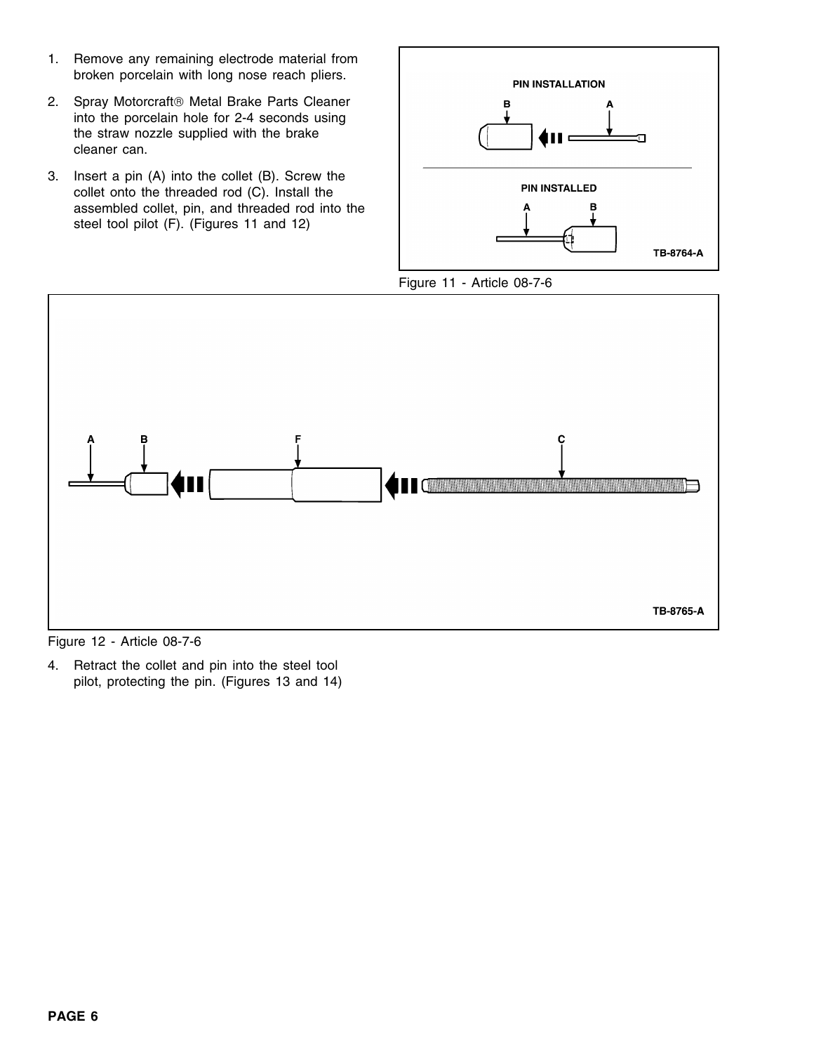1. Remove any remaining electrode material from broken porcelain with long nose reach pliers.
2. Spray Motorcraft® Metal Brake Parts Cleaner into the porcelain hole for 2-4 seconds using the straw nozzle supplied with the brake cleaner can.
3. Insert a pin (A) into the collet (B). Screw the collet onto the threaded rod (C). Install the assembled collet, pin, and threaded rod into the steel tool pilot (F). (Figures 11 and 12)

Figure 11 - Article 08-7-6

Figure 12 - Article 08-7-6

4. Retract the collet and pin into the steel tool pilot, protecting the pin. (Figures 13 and 14)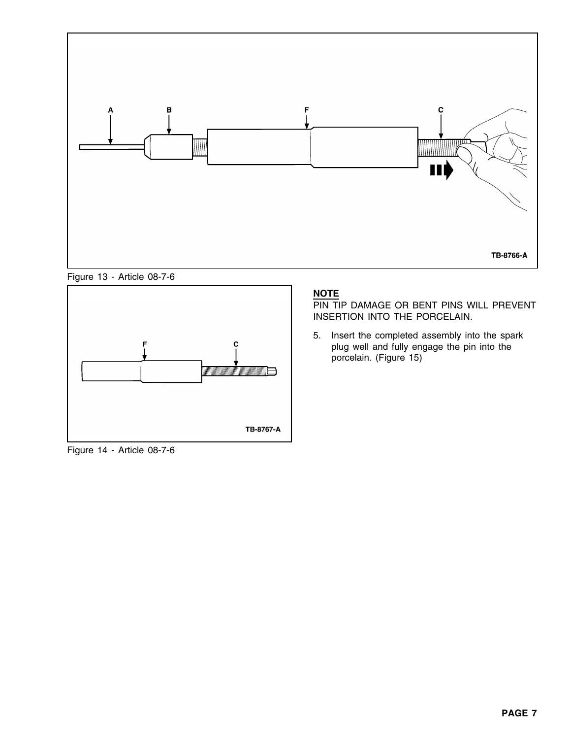Figure 13 - Article 08-7-6

Figure 14 - Article 08-7-6

**NOTE**

PIN TIP DAMAGE OR BENT PINS WILL PREVENT INSERTION INTO THE PORCELAIN.

5. Insert the completed assembly into the spark plug well and fully engage the pin into the porcelain. (Figure 15)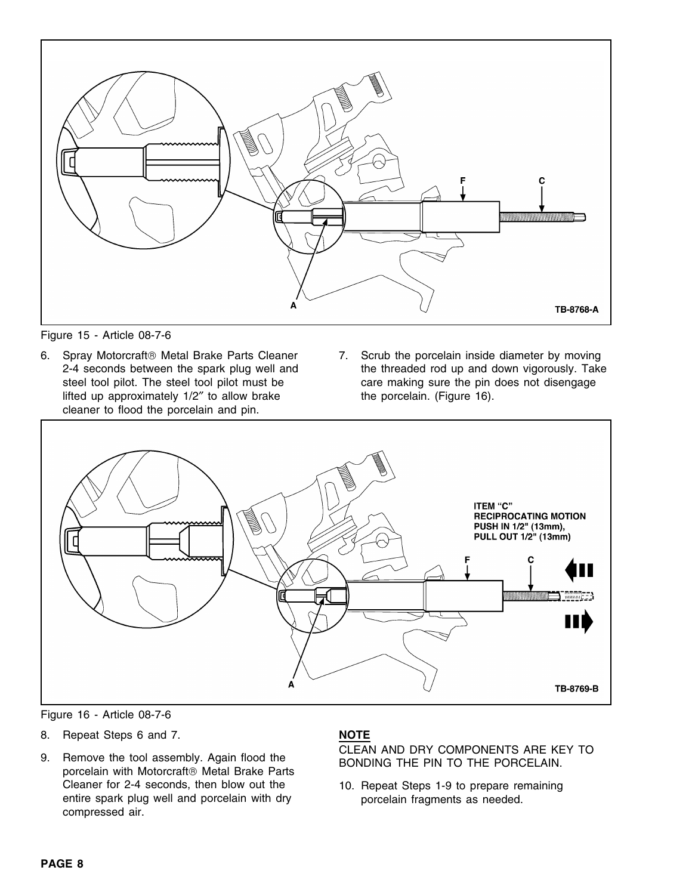Figure 15 - Article 08-7-6

6. Spray Motorcraft® Metal Brake Parts Cleaner 2-4 seconds between the spark plug well and steel tool pilot. The steel tool pilot must be lifted up approximately 1/2″ to allow brake cleaner to flood the porcelain and pin.

7. Scrub the porcelain inside diameter by moving the threaded rod up and down vigorously. Take care making sure the pin does not disengage the porcelain. (Figure 16).

Figure 16 - Article 08-7-6

8. Repeat Steps 6 and 7.

9. Remove the tool assembly. Again flood the porcelain with Motorcraft® Metal Brake Parts Cleaner for 2-4 seconds, then blow out the entire spark plug well and porcelain with dry compressed air.

**NOTE**

CLEAN AND DRY COMPONENTS ARE KEY TO BONDING THE PIN TO THE PORCELAIN.

10. Repeat Steps 1-9 to prepare remaining porcelain fragments as needed.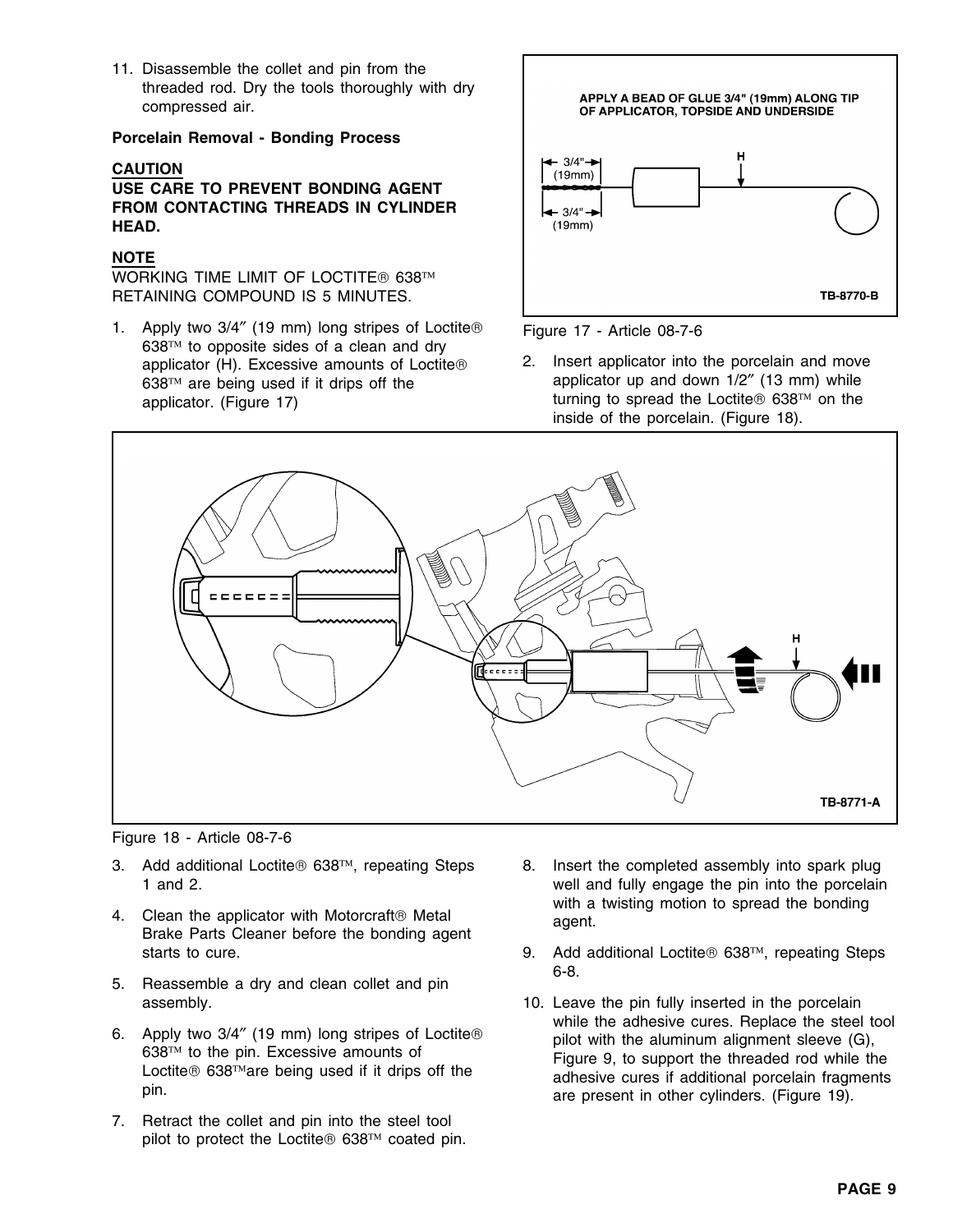11. Disassemble the collet and pin from the threaded rod. Dry the tools thoroughly with dry compressed air.

**Porcelain Removal - Bonding Process**

**CAUTION**
**USE CARE TO PREVENT BONDING AGENT FROM CONTACTING THREADS IN CYLINDER HEAD.**

**NOTE**
WORKING TIME LIMIT OF LOCTITE® 638™ RETAINING COMPOUND IS 5 MINUTES.

1. Apply two 3/4″ (19 mm) long stripes of Loctite® 638™ to opposite sides of a clean and dry applicator (H). Excessive amounts of Loctite® 638™ are being used if it drips off the applicator. (Figure 17)

Figure 17 - Article 08-7-6

2. Insert applicator into the porcelain and move applicator up and down 1/2″ (13 mm) while turning to spread the Loctite® 638™ on the inside of the porcelain. (Figure 18).

Figure 18 - Article 08-7-6

3. Add additional Loctite® 638™, repeating Steps 1 and 2.
4. Clean the applicator with Motorcraft® Metal Brake Parts Cleaner before the bonding agent starts to cure.
5. Reassemble a dry and clean collet and pin assembly.
6. Apply two 3/4″ (19 mm) long stripes of Loctite® 638™ to the pin. Excessive amounts of Loctite® 638™are being used if it drips off the pin.
7. Retract the collet and pin into the steel tool pilot to protect the Loctite® 638™ coated pin.
8. Insert the completed assembly into spark plug well and fully engage the pin into the porcelain with a twisting motion to spread the bonding agent.
9. Add additional Loctite® 638™, repeating Steps 6-8.
10. Leave the pin fully inserted in the porcelain while the adhesive cures. Replace the steel tool pilot with the aluminum alignment sleeve (G), Figure 9, to support the threaded rod while the adhesive cures if additional porcelain fragments are present in other cylinders. (Figure 19).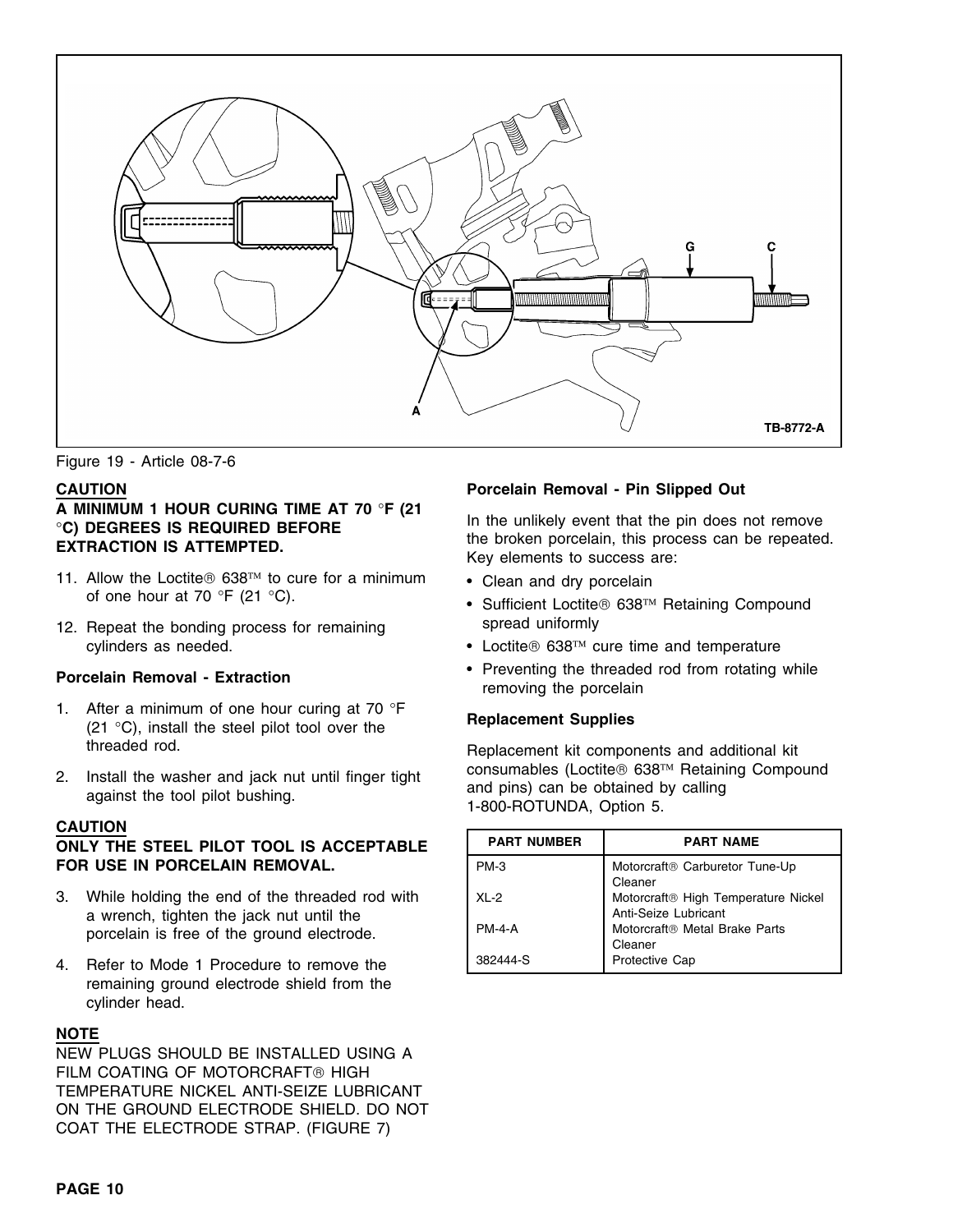Figure 19 - Article 08-7-6

**CAUTION**

**A MINIMUM 1 HOUR CURING TIME AT 70 °F (21 °C) DEGREES IS REQUIRED BEFORE EXTRACTION IS ATTEMPTED.**

11. Allow the Loctite® 638™ to cure for a minimum of one hour at 70 °F (21 °C).
12. Repeat the bonding process for remaining cylinders as needed.

### Porcelain Removal - Extraction

1. After a minimum of one hour curing at 70 °F (21 °C), install the steel pilot tool over the threaded rod.
2. Install the washer and jack nut until finger tight against the tool pilot bushing.

**CAUTION**

**ONLY THE STEEL PILOT TOOL IS ACCEPTABLE FOR USE IN PORCELAIN REMOVAL.**

3. While holding the end of the threaded rod with a wrench, tighten the jack nut until the porcelain is free of the ground electrode.
4. Refer to Mode 1 Procedure to remove the remaining ground electrode shield from the cylinder head.

**NOTE**

NEW PLUGS SHOULD BE INSTALLED USING A FILM COATING OF MOTORCRAFT® HIGH TEMPERATURE NICKEL ANTI-SEIZE LUBRICANT ON THE GROUND ELECTRODE SHIELD. DO NOT COAT THE ELECTRODE STRAP. (FIGURE 7)

### Porcelain Removal - Pin Slipped Out

In the unlikely event that the pin does not remove the broken porcelain, this process can be repeated. Key elements to success are:

- Clean and dry porcelain
- Sufficient Loctite® 638™ Retaining Compound spread uniformly
- Loctite® 638™ cure time and temperature
- Preventing the threaded rod from rotating while removing the porcelain

### Replacement Supplies

Replacement kit components and additional kit consumables (Loctite® 638™ Retaining Compound and pins) can be obtained by calling 1-800-ROTUNDA, Option 5.

| PART NUMBER | PART NAME |
|---|---|
| PM-3 | Motorcraft® Carburetor Tune-Up Cleaner |
| XL-2 | Motorcraft® High Temperature Nickel Anti-Seize Lubricant |
| PM-4-A | Motorcraft® Metal Brake Parts Cleaner |
| 382444-S | Protective Cap |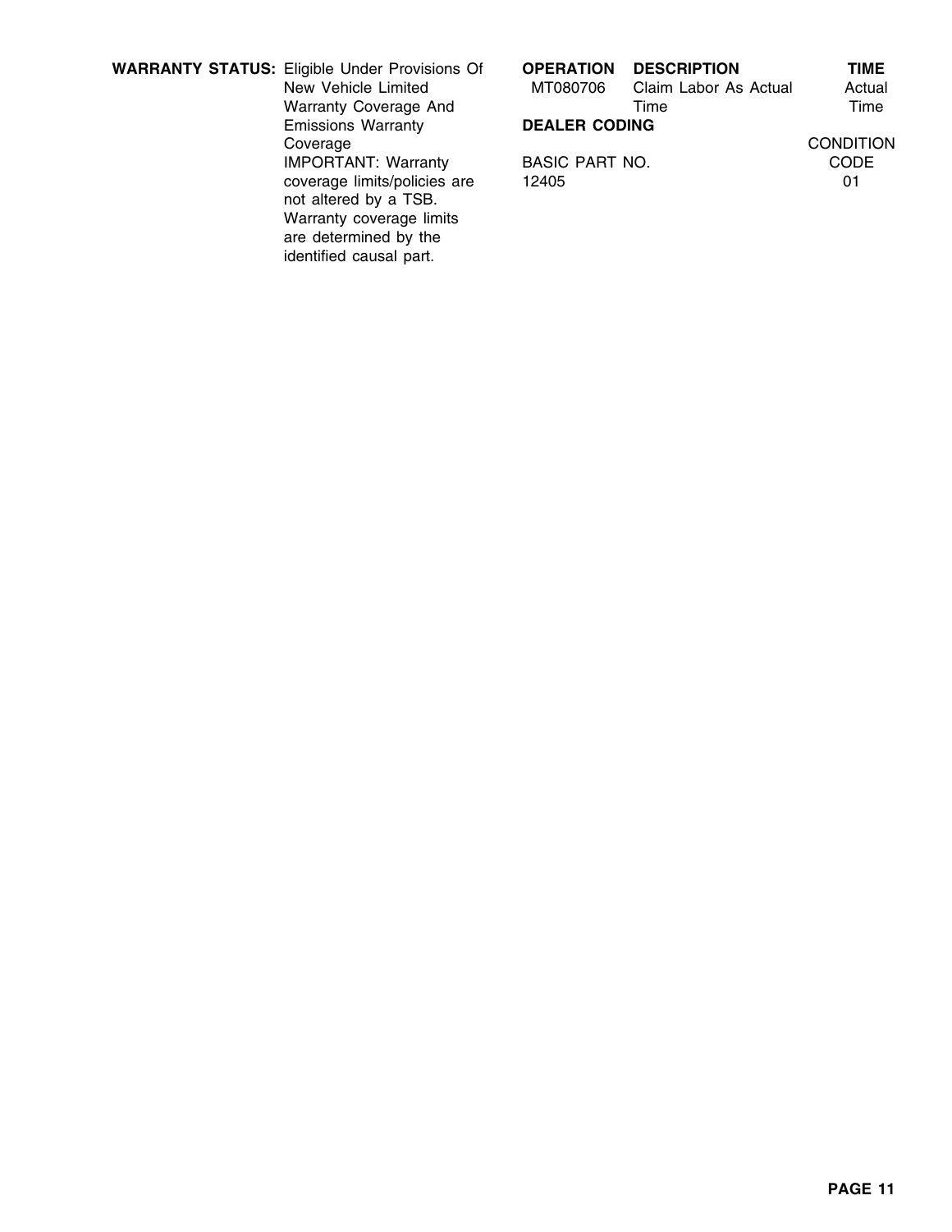**WARRANTY STATUS:** Eligible Under Provisions Of New Vehicle Limited Warranty Coverage And Emissions Warranty Coverage

IMPORTANT: Warranty coverage limits/policies are not altered by a TSB. Warranty coverage limits are determined by the identified causal part.

| OPERATION | DESCRIPTION | TIME |
|---|---|---|
| MT080706 | Claim Labor As Actual Time | Actual Time |

**DEALER CODING**

| BASIC PART NO. | CONDITION CODE |
|---|---|
| 12405 | 01 |